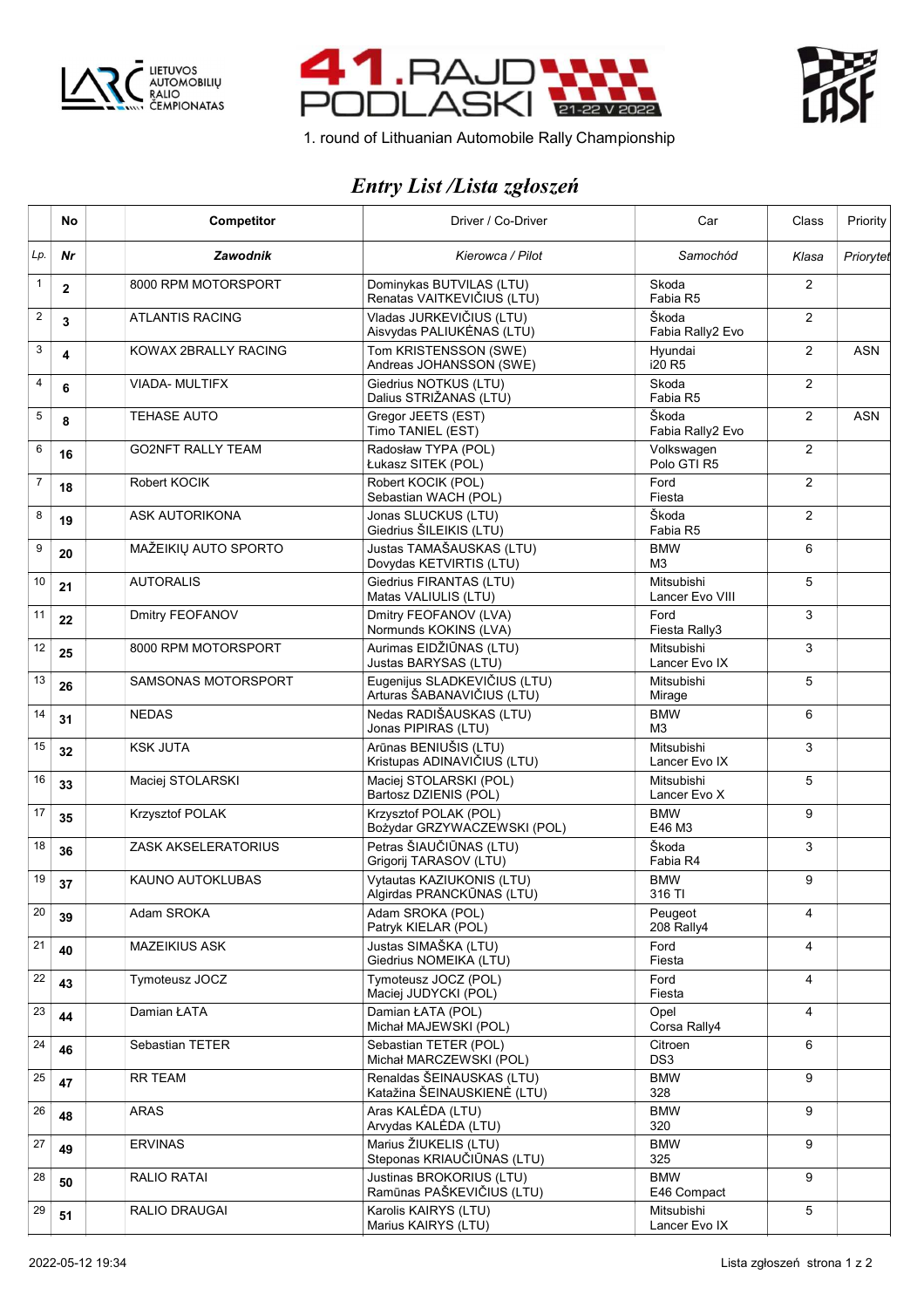LIETUVOS AUTOMOBILIŲ RALIO ČEMPIONATAS

# 41. RAJD PODLASKI 21-22 V 2022

1. round of Lithuanian Automobile Rally Championship

## *Entry List /Lista zgłoszeń*

| | No | | Competitor | Driver / Co-Driver | Car | Class | Priority |
|---|---|---|---|---|---|---|---|
| *Lp.* | ***Nr*** | | ***Zawodnik*** | *Kierowca / Pilot* | *Samochód* | *Klasa* | *Priorytet* |
| 1 | **2** | | 8000 RPM MOTORSPORT | Dominykas BUTVILAS (LTU)<br>Renatas VAITKEVIČIUS (LTU) | Skoda<br>Fabia R5 | 2 | |
| 2 | **3** | | ATLANTIS RACING | Vladas JURKEVIČIUS (LTU)<br>Aisvydas PALIUKĖNAS (LTU) | Škoda<br>Fabia Rally2 Evo | 2 | |
| 3 | **4** | | KOWAX 2BRALLY RACING | Tom KRISTENSSON (SWE)<br>Andreas JOHANSSON (SWE) | Hyundai<br>i20 R5 | 2 | ASN |
| 4 | **6** | | VIADA- MULTIFX | Giedrius NOTKUS (LTU)<br>Dalius STRIŽANAS (LTU) | Skoda<br>Fabia R5 | 2 | |
| 5 | **8** | | TEHASE AUTO | Gregor JEETS (EST)<br>Timo TANIEL (EST) | Škoda<br>Fabia Rally2 Evo | 2 | ASN |
| 6 | **16** | | GO2NFT RALLY TEAM | Radosław TYPA (POL)<br>Łukasz SITEK (POL) | Volkswagen<br>Polo GTI R5 | 2 | |
| 7 | **18** | | Robert KOCIK | Robert KOCIK (POL)<br>Sebastian WACH (POL) | Ford<br>Fiesta | 2 | |
| 8 | **19** | | ASK AUTORIKONA | Jonas SLUCKUS (LTU)<br>Giedrius ŠILEIKIS (LTU) | Škoda<br>Fabia R5 | 2 | |
| 9 | **20** | | MAŽEIKIŲ AUTO SPORTO | Justas TAMAŠAUSKAS (LTU)<br>Dovydas KETVIRTIS (LTU) | BMW<br>M3 | 6 | |
| 10 | **21** | | AUTORALIS | Giedrius FIRANTAS (LTU)<br>Matas VALIULIS (LTU) | Mitsubishi<br>Lancer Evo VIII | 5 | |
| 11 | **22** | | Dmitry FEOFANOV | Dmitry FEOFANOV (LVA)<br>Normunds KOKINS (LVA) | Ford<br>Fiesta Rally3 | 3 | |
| 12 | **25** | | 8000 RPM MOTORSPORT | Aurimas EIDŽIŪNAS (LTU)<br>Justas BARYSAS (LTU) | Mitsubishi<br>Lancer Evo IX | 3 | |
| 13 | **26** | | SAMSONAS MOTORSPORT | Eugenijus SLADKEVIČIUS (LTU)<br>Arturas ŠABANAVIČIUS (LTU) | Mitsubishi<br>Mirage | 5 | |
| 14 | **31** | | NEDAS | Nedas RADIŠAUSKAS (LTU)<br>Jonas PIPIRAS (LTU) | BMW<br>M3 | 6 | |
| 15 | **32** | | KSK JUTA | Arūnas BENIUŠIS (LTU)<br>Kristupas ADINAVIČIUS (LTU) | Mitsubishi<br>Lancer Evo IX | 3 | |
| 16 | **33** | | Maciej STOLARSKI | Maciej STOLARSKI (POL)<br>Bartosz DZIENIS (POL) | Mitsubishi<br>Lancer Evo X | 5 | |
| 17 | **35** | | Krzysztof POLAK | Krzysztof POLAK (POL)<br>Bożydar GRZYWACZEWSKI (POL) | BMW<br>E46 M3 | 9 | |
| 18 | **36** | | ZASK AKSELERATORIUS | Petras ŠIAUČIŪNAS (LTU)<br>Grigorij TARASOV (LTU) | Škoda<br>Fabia R4 | 3 | |
| 19 | **37** | | KAUNO AUTOKLUBAS | Vytautas KAZIUKONIS (LTU)<br>Algirdas PRANCKŪNAS (LTU) | BMW<br>316 TI | 9 | |
| 20 | **39** | | Adam SROKA | Adam SROKA (POL)<br>Patryk KIELAR (POL) | Peugeot<br>208 Rally4 | 4 | |
| 21 | **40** | | MAZEIKIUS ASK | Justas SIMAŠKA (LTU)<br>Giedrius NOMEIKA (LTU) | Ford<br>Fiesta | 4 | |
| 22 | **43** | | Tymoteusz JOCZ | Tymoteusz JOCZ (POL)<br>Maciej JUDYCKI (POL) | Ford<br>Fiesta | 4 | |
| 23 | **44** | | Damian ŁATA | Damian ŁATA (POL)<br>Michał MAJEWSKI (POL) | Opel<br>Corsa Rally4 | 4 | |
| 24 | **46** | | Sebastian TETER | Sebastian TETER (POL)<br>Michał MARCZEWSKI (POL) | Citroen<br>DS3 | 6 | |
| 25 | **47** | | RR TEAM | Renaldas ŠEINAUSKAS (LTU)<br>Katažina ŠEINAUSKIENĖ (LTU) | BMW<br>328 | 9 | |
| 26 | **48** | | ARAS | Aras KALĖDA (LTU)<br>Arvydas KALĖDA (LTU) | BMW<br>320 | 9 | |
| 27 | **49** | | ERVINAS | Marius ŽIUKELIS (LTU)<br>Steponas KRIAUČIŪNAS (LTU) | BMW<br>325 | 9 | |
| 28 | **50** | | RALIO RATAI | Justinas BROKORIUS (LTU)<br>Ramūnas PAŠKEVIČIUS (LTU) | BMW<br>E46 Compact | 9 | |
| 29 | **51** | | RALIO DRAUGAI | Karolis KAIRYS (LTU)<br>Marius KAIRYS (LTU) | Mitsubishi<br>Lancer Evo IX | 5 | |

2022-05-12 19:34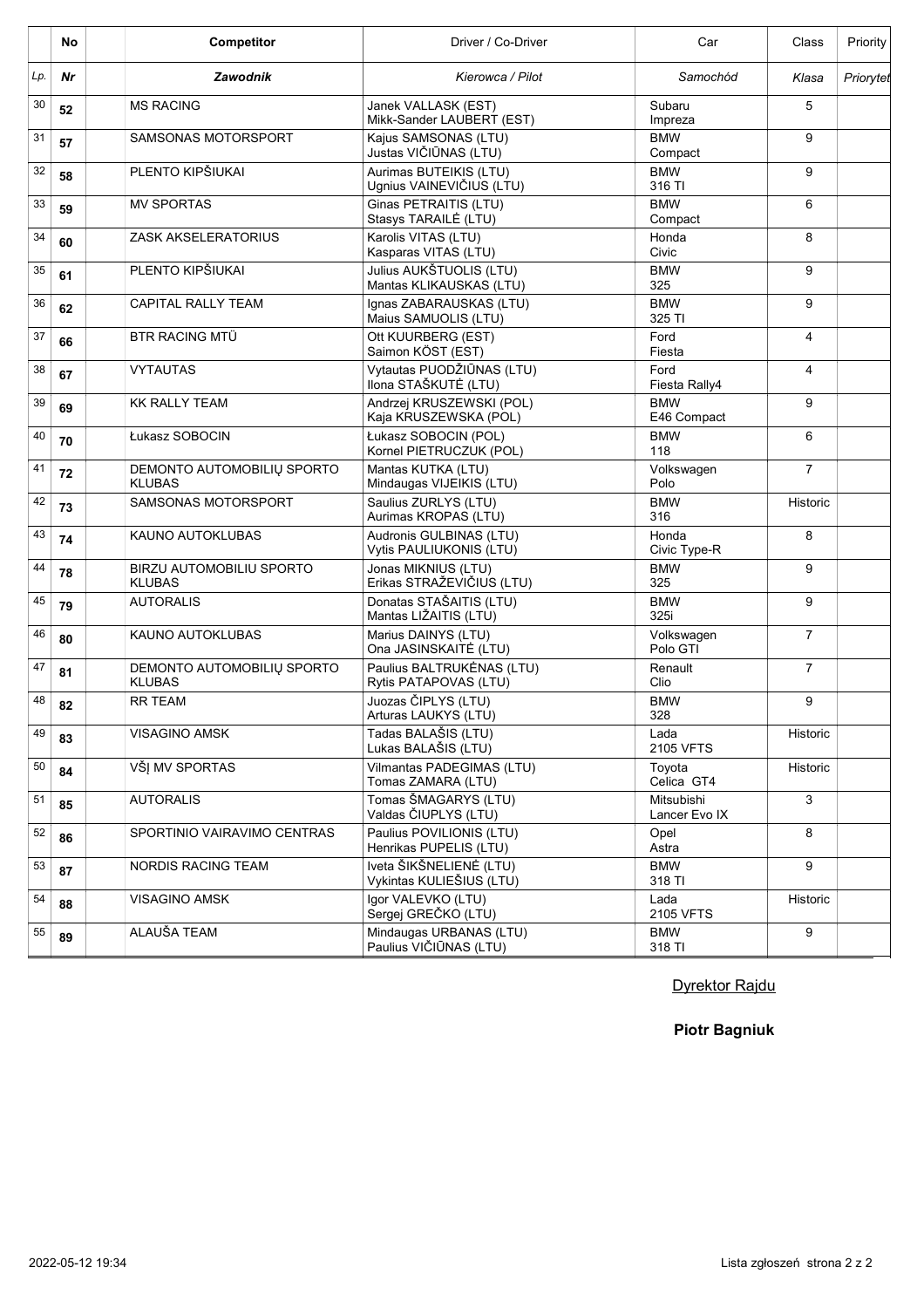| | No | | Competitor | Driver / Co-Driver | Car | Class | Priority |
|---|---|---|---|---|---|---|---|
| *Lp.* | ***Nr*** | | ***Zawodnik*** | *Kierowca / Pilot* | *Samochód* | *Klasa* | *Priorytet* |
| 30 | **52** | | MS RACING | Janek VALLASK (EST)<br>Mikk-Sander LAUBERT (EST) | Subaru<br>Impreza | 5 | |
| 31 | **57** | | SAMSONAS MOTORSPORT | Kajus SAMSONAS (LTU)<br>Justas VIČIŪNAS (LTU) | BMW<br>Compact | 9 | |
| 32 | **58** | | PLENTO KIPŠIUKAI | Aurimas BUTEIKIS (LTU)<br>Ugnius VAINEVIČIUS (LTU) | BMW<br>316 TI | 9 | |
| 33 | **59** | | MV SPORTAS | Ginas PETRAITIS (LTU)<br>Stasys TARAILĖ (LTU) | BMW<br>Compact | 6 | |
| 34 | **60** | | ZASK AKSELERATORIUS | Karolis VITAS (LTU)<br>Kasparas VITAS (LTU) | Honda<br>Civic | 8 | |
| 35 | **61** | | PLENTO KIPŠIUKAI | Julius AUKŠTUOLIS (LTU)<br>Mantas KLIKAUSKAS (LTU) | BMW<br>325 | 9 | |
| 36 | **62** | | CAPITAL RALLY TEAM | Ignas ZABARAUSKAS (LTU)<br>Maius SAMUOLIS (LTU) | BMW<br>325 TI | 9 | |
| 37 | **66** | | BTR RACING MTÜ | Ott KUURBERG (EST)<br>Saimon KÖST (EST) | Ford<br>Fiesta | 4 | |
| 38 | **67** | | VYTAUTAS | Vytautas PUODŽIŪNAS (LTU)<br>Ilona STAŠKUTĖ (LTU) | Ford<br>Fiesta Rally4 | 4 | |
| 39 | **69** | | KK RALLY TEAM | Andrzej KRUSZEWSKI (POL)<br>Kaja KRUSZEWSKA (POL) | BMW<br>E46 Compact | 9 | |
| 40 | **70** | | Łukasz SOBOCIN | Łukasz SOBOCIN (POL)<br>Kornel PIETRUCZUK (POL) | BMW<br>118 | 6 | |
| 41 | **72** | | DEMONTO AUTOMOBILIŲ SPORTO KLUBAS | Mantas KUTKA (LTU)<br>Mindaugas VIJEIKIS (LTU) | Volkswagen<br>Polo | 7 | |
| 42 | **73** | | SAMSONAS MOTORSPORT | Saulius ZURLYS (LTU)<br>Aurimas KROPAS (LTU) | BMW<br>316 | Historic | |
| 43 | **74** | | KAUNO AUTOKLUBAS | Audronis GULBINAS (LTU)<br>Vytis PAULIUKONIS (LTU) | Honda<br>Civic Type-R | 8 | |
| 44 | **78** | | BIRZU AUTOMOBILIU SPORTO KLUBAS | Jonas MIKNIUS (LTU)<br>Erikas STRAŽEVIČIUS (LTU) | BMW<br>325 | 9 | |
| 45 | **79** | | AUTORALIS | Donatas STAŠAITIS (LTU)<br>Mantas LIŽAITIS (LTU) | BMW<br>325i | 9 | |
| 46 | **80** | | KAUNO AUTOKLUBAS | Marius DAINYS (LTU)<br>Ona JASINSKAITĖ (LTU) | Volkswagen<br>Polo GTI | 7 | |
| 47 | **81** | | DEMONTO AUTOMOBILIŲ SPORTO KLUBAS | Paulius BALTRUKĖNAS (LTU)<br>Rytis PATAPOVAS (LTU) | Renault<br>Clio | 7 | |
| 48 | **82** | | RR TEAM | Juozas ČIPLYS (LTU)<br>Arturas LAUKYS (LTU) | BMW<br>328 | 9 | |
| 49 | **83** | | VISAGINO AMSK | Tadas BALAŠIS (LTU)<br>Lukas BALAŠIS (LTU) | Lada<br>2105 VFTS | Historic | |
| 50 | **84** | | VŠĮ MV SPORTAS | Vilmantas PADEGIMAS (LTU)<br>Tomas ZAMARA (LTU) | Toyota<br>Celica GT4 | Historic | |
| 51 | **85** | | AUTORALIS | Tomas ŠMAGARYS (LTU)<br>Valdas ČIUPLYS (LTU) | Mitsubishi<br>Lancer Evo IX | 3 | |
| 52 | **86** | | SPORTINIO VAIRAVIMO CENTRAS | Paulius POVILIONIS (LTU)<br>Henrikas PUPELIS (LTU) | Opel<br>Astra | 8 | |
| 53 | **87** | | NORDIS RACING TEAM | Iveta ŠIKŠNELIENĖ (LTU)<br>Vykintas KULIEŠIUS (LTU) | BMW<br>318 TI | 9 | |
| 54 | **88** | | VISAGINO AMSK | Igor VALEVKO (LTU)<br>Sergej GREČKO (LTU) | Lada<br>2105 VFTS | Historic | |
| 55 | **89** | | ALAUŠA TEAM | Mindaugas URBANAS (LTU)<br>Paulius VIČIŪNAS (LTU) | BMW<br>318 TI | 9 | |

Dyrektor Rajdu

**Piotr Bagniuk**

2022-05-12 19:34